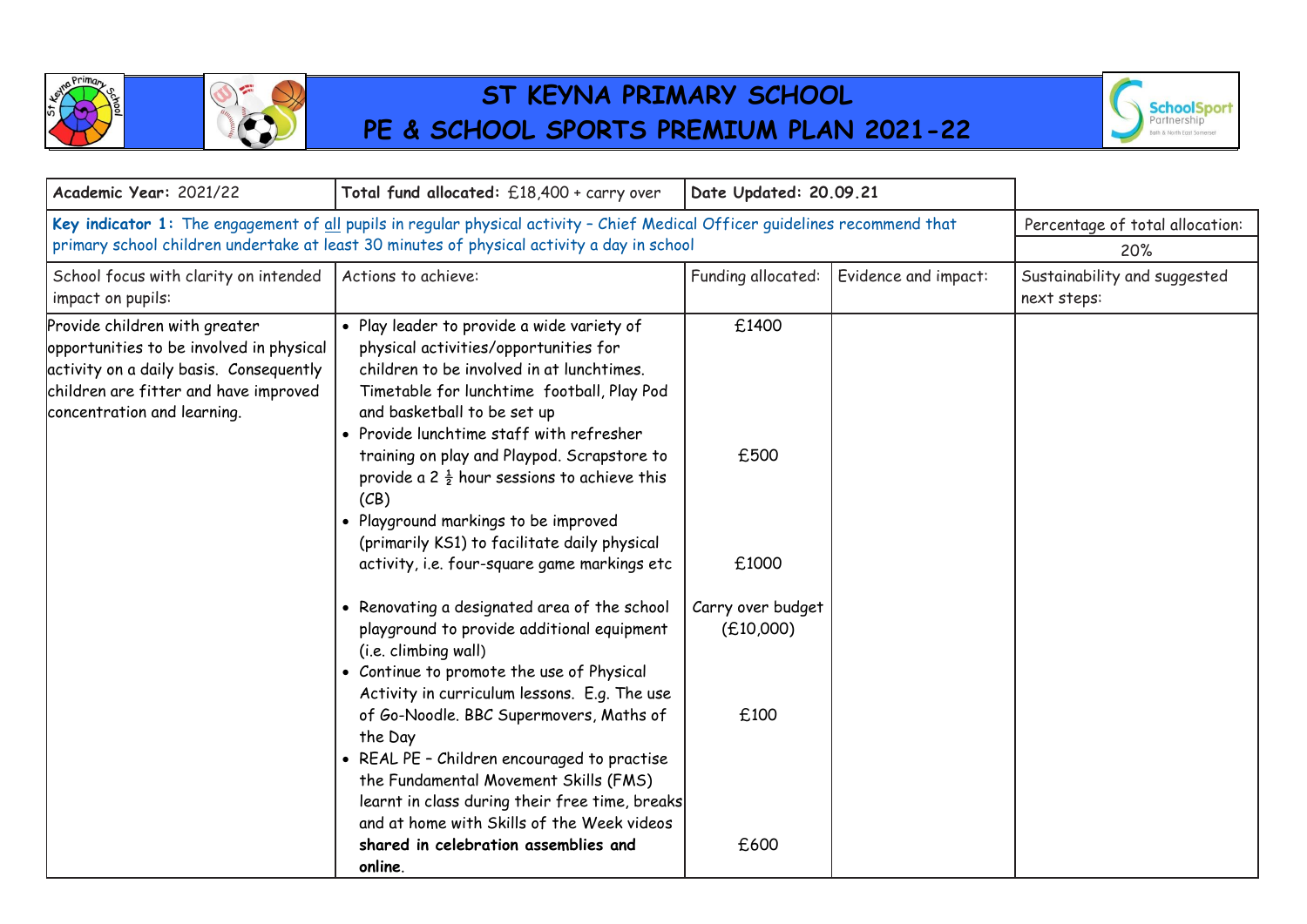# ST KEYNA PRIMARY SCHOOL
# PE & SCHOOL SPORTS PREMIUM PLAN 2021-22

| **Academic Year:** 2021/22 | **Total fund allocated:** £18,400 + carry over | **Date Updated: 20.09.21** | | |
|---|---|---|---|---|
| **Key indicator 1:** The engagement of all pupils in regular physical activity – Chief Medical Officer guidelines recommend that primary school children undertake at least 30 minutes of physical activity a day in school | | | | Percentage of total allocation: 20% |
| School focus with clarity on intended impact on pupils: | Actions to achieve: | Funding allocated: | Evidence and impact: | Sustainability and suggested next steps: |
| Provide children with greater opportunities to be involved in physical activity on a daily basis. Consequently children are fitter and have improved concentration and learning. | • Play leader to provide a wide variety of physical activities/opportunities for children to be involved in at lunchtimes. Timetable for lunchtime football, Play Pod and basketball to be set up<br>• Provide lunchtime staff with refresher training on play and Playpod. Scrapstore to provide a 2 ½ hour sessions to achieve this (CB)<br>• Playground markings to be improved (primarily KS1) to facilitate daily physical activity, i.e. four-square game markings etc<br>• Renovating a designated area of the school playground to provide additional equipment (i.e. climbing wall)<br>• Continue to promote the use of Physical Activity in curriculum lessons. E.g. The use of Go-Noodle. BBC Supermovers, Maths of the Day<br>• REAL PE – Children encouraged to practise the Fundamental Movement Skills (FMS) learnt in class during their free time, breaks and at home with Skills of the Week videos **shared in celebration assemblies and online.** | £1400<br><br>£500<br><br>£1000<br><br>Carry over budget (£10,000)<br><br>£100<br><br>£600 | | |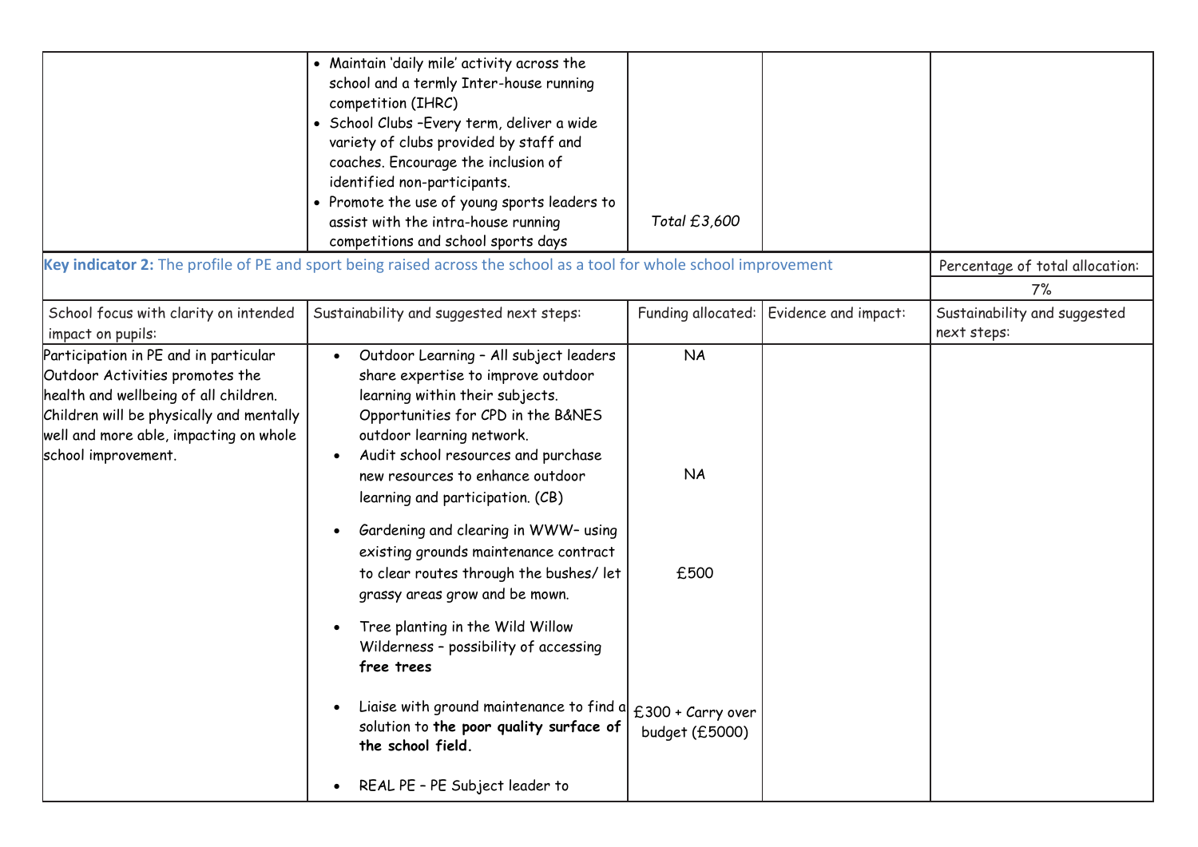| | | | | |
|---|---|---|---|---|
| | • Maintain 'daily mile' activity across the school and a termly Inter-house running competition (IHRC)<br>• School Clubs –Every term, deliver a wide variety of clubs provided by staff and coaches. Encourage the inclusion of identified non-participants.<br>• Promote the use of young sports leaders to assist with the intra-house running competitions and school sports days | *Total £3,600* | | |

| **Key indicator 2:** The profile of PE and sport being raised across the school as a tool for whole school improvement | | | | Percentage of total allocation: |
|---|---|---|---|---|
| | | | | 7% |
| School focus with clarity on intended impact on pupils: | Sustainability and suggested next steps: | Funding allocated: | Evidence and impact: | Sustainability and suggested next steps: |
| Participation in PE and in particular Outdoor Activities promotes the health and wellbeing of all children. Children will be physically and mentally well and more able, impacting on whole school improvement. | • Outdoor Learning – All subject leaders share expertise to improve outdoor learning within their subjects. Opportunities for CPD in the B&NES outdoor learning network.<br>• Audit school resources and purchase new resources to enhance outdoor learning and participation. (CB)<br>• Gardening and clearing in WWW– using existing grounds maintenance contract to clear routes through the bushes/ let grassy areas grow and be mown.<br>• Tree planting in the Wild Willow Wilderness – possibility of accessing **free trees**<br>• Liaise with ground maintenance to find a solution to **the poor quality surface of the school field.**<br>• REAL PE – PE Subject leader to | NA<br><br>NA<br><br>£500<br><br>£300 + Carry over budget (£5000) | | |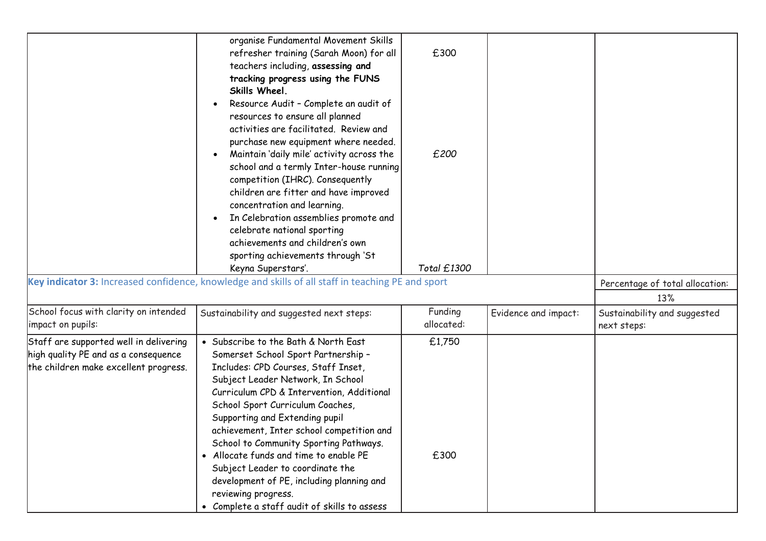| | | | | |
|---|---|---|---|---|
| | organise Fundamental Movement Skills refresher training (Sarah Moon) for all teachers including, **assessing and tracking progress using the FUNS Skills Wheel.**<br>• Resource Audit – Complete an audit of resources to ensure all planned activities are facilitated. Review and purchase new equipment where needed.<br>• Maintain 'daily mile' activity across the school and a termly Inter-house running competition (IHRC). Consequently children are fitter and have improved concentration and learning.<br>• In Celebration assemblies promote and celebrate national sporting achievements and children's own sporting achievements through 'St Keyna Superstars'. | £300<br><br>*£200*<br><br>*Total £1300* | | |

| **Key indicator 3:** Increased confidence, knowledge and skills of all staff in teaching PE and sport | | | | Percentage of total allocation: |
|---|---|---|---|---|
| | | | | 13% |
| School focus with clarity on intended impact on pupils: | Sustainability and suggested next steps: | Funding allocated: | Evidence and impact: | Sustainability and suggested next steps: |
| Staff are supported well in delivering high quality PE and as a consequence the children make excellent progress. | • Subscribe to the Bath & North East Somerset School Sport Partnership – Includes: CPD Courses, Staff Inset, Subject Leader Network, In School Curriculum CPD & Intervention, Additional School Sport Curriculum Coaches, Supporting and Extending pupil achievement, Inter school competition and School to Community Sporting Pathways.<br>• Allocate funds and time to enable PE Subject Leader to coordinate the development of PE, including planning and reviewing progress.<br>• Complete a staff audit of skills to assess | £1,750<br><br>£300 | | |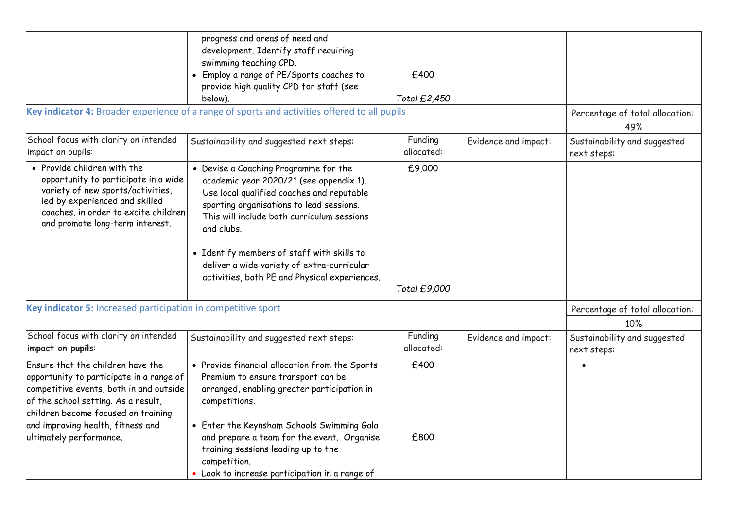| | | | | |
|---|---|---|---|---|
| | progress and areas of need and development. Identify staff requiring swimming teaching CPD.<br>• Employ a range of PE/Sports coaches to provide high quality CPD for staff (see below). | £400<br><br>*Total £2,450* | | |

**Key indicator 4:** Broader experience of a range of sports and activities offered to all pupils

| | | | | Percentage of total allocation: |
|---|---|---|---|---|
| | | | | 49% |
| School focus with clarity on intended impact on pupils: | Sustainability and suggested next steps: | Funding allocated: | Evidence and impact: | Sustainability and suggested next steps: |
| • Provide children with the opportunity to participate in a wide variety of new sports/activities, led by experienced and skilled coaches, in order to excite children and promote long-term interest. | • Devise a Coaching Programme for the academic year 2020/21 (see appendix 1). Use local qualified coaches and reputable sporting organisations to lead sessions. This will include both curriculum sessions and clubs.<br><br>• Identify members of staff with skills to deliver a wide variety of extra-curricular activities, both PE and Physical experiences. | £9,000<br><br>*Total £9,000* | | |

**Key indicator 5:** Increased participation in competitive sport

| | | | | Percentage of total allocation: |
|---|---|---|---|---|
| | | | | 10% |
| School focus with clarity on intended **impact on pupils**: | Sustainability and suggested next steps: | Funding allocated: | Evidence and impact: | Sustainability and suggested next steps: |
| Ensure that the children have the opportunity to participate in a range of competitive events, both in and outside of the school setting. As a result, children become focused on training and improving health, fitness and ultimately performance. | • Provide financial allocation from the Sports Premium to ensure transport can be arranged, enabling greater participation in competitions.<br><br>• Enter the Keynsham Schools Swimming Gala and prepare a team for the event. Organise training sessions leading up to the competition.<br>• Look to increase participation in a range of | £400<br><br>£800 | | • |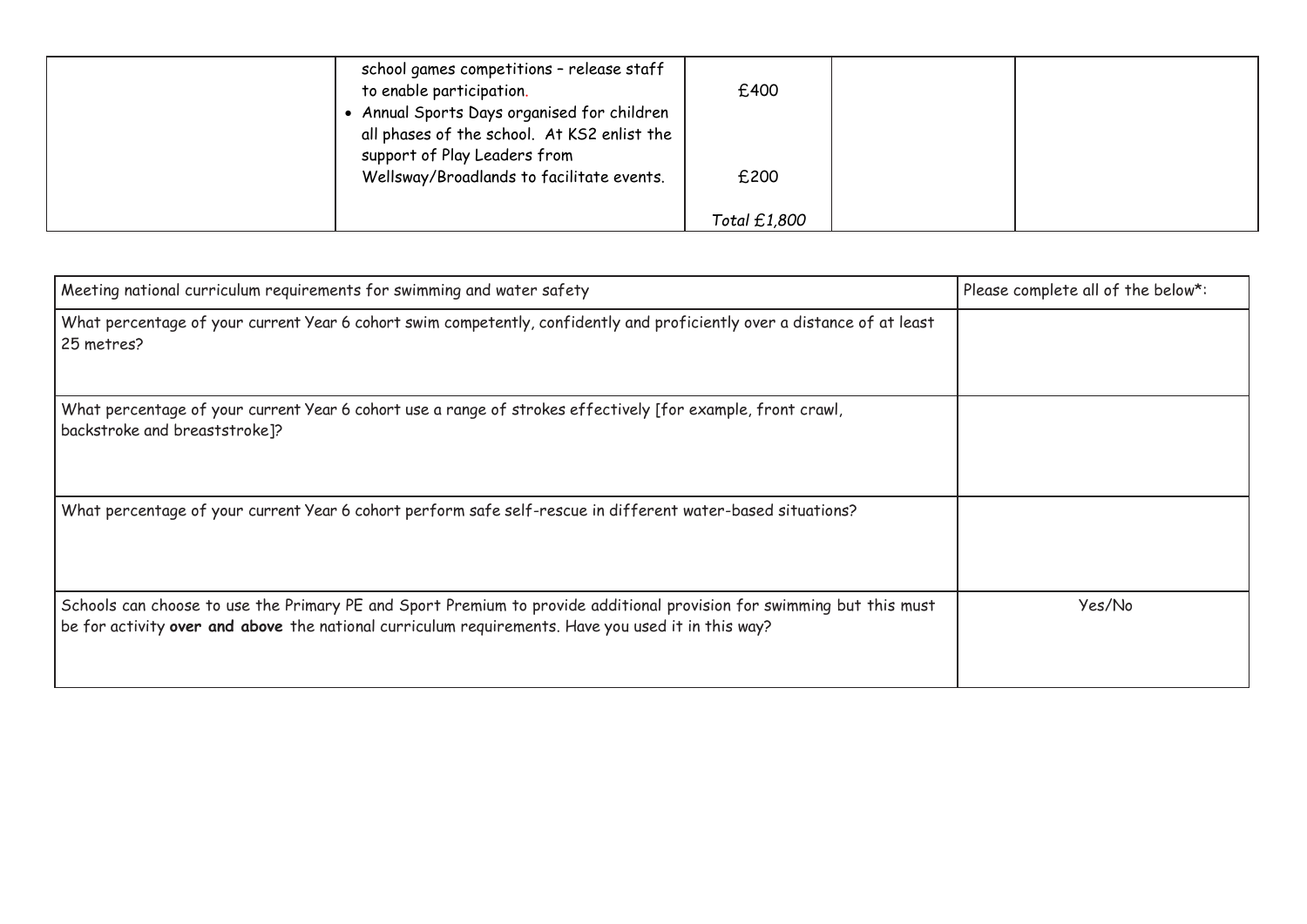| | | | | |
|---|---|---|---|---|
| | school games competitions – release staff to enable participation.<br>• Annual Sports Days organised for children all phases of the school. At KS2 enlist the support of Play Leaders from Wellsway/Broadlands to facilitate events. | £400<br><br>£200<br><br>*Total £1,800* | | |

| Meeting national curriculum requirements for swimming and water safety | Please complete all of the below*: |
|---|---|
| What percentage of your current Year 6 cohort swim competently, confidently and proficiently over a distance of at least 25 metres? | |
| What percentage of your current Year 6 cohort use a range of strokes effectively [for example, front crawl, backstroke and breaststroke]? | |
| What percentage of your current Year 6 cohort perform safe self-rescue in different water-based situations? | |
| Schools can choose to use the Primary PE and Sport Premium to provide additional provision for swimming but this must be for activity **over and above** the national curriculum requirements. Have you used it in this way? | Yes/No |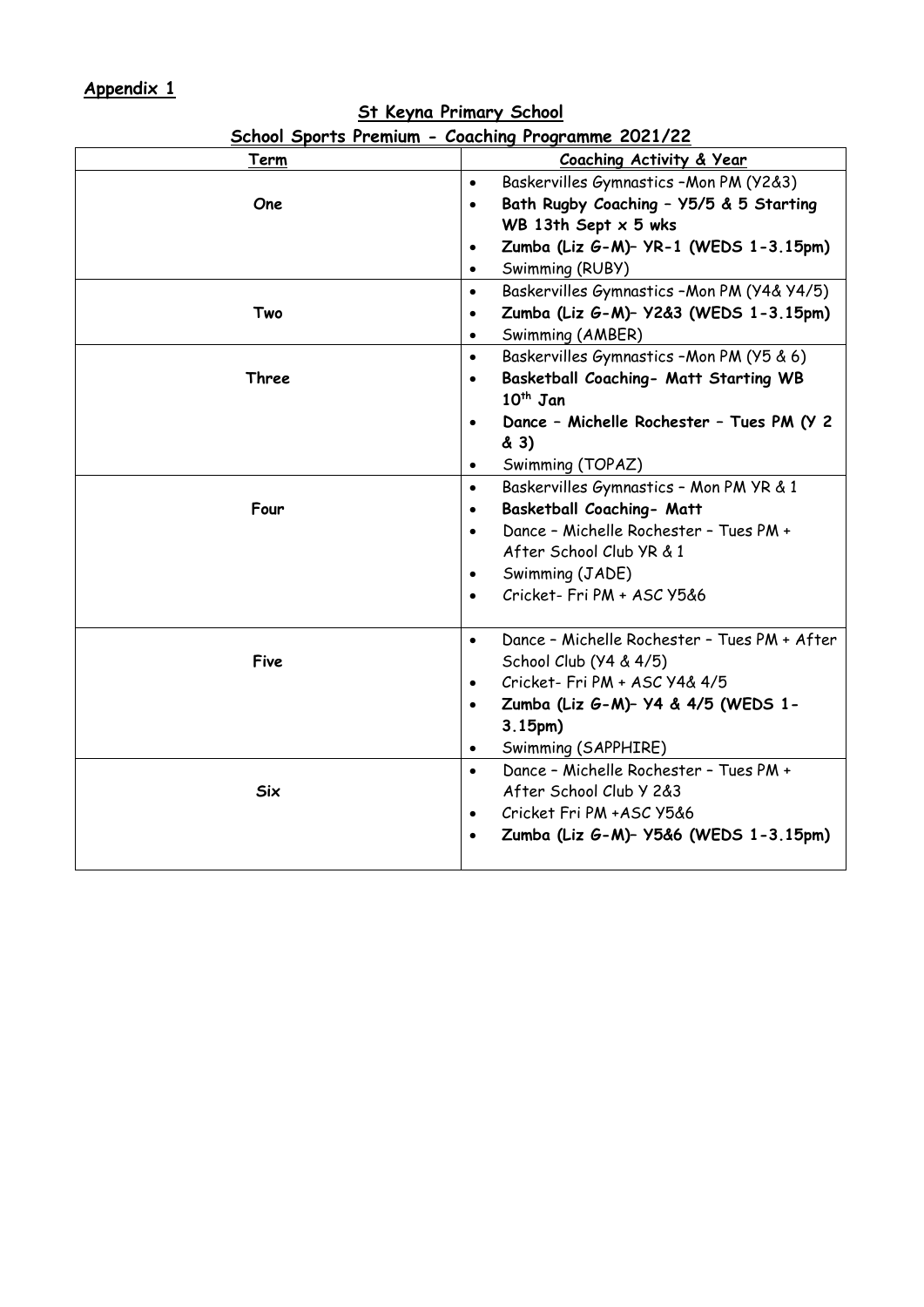**Appendix 1**

**St Keyna Primary School**

**School Sports Premium - Coaching Programme 2021/22**

| Term | Coaching Activity & Year |
| --- | --- |
| One | • Baskervilles Gymnastics –Mon PM (Y2&3)<br>• **Bath Rugby Coaching – Y5/5 & 5 Starting WB 13th Sept x 5 wks**<br>• **Zumba (Liz G-M)– YR-1 (WEDS 1-3.15pm)**<br>• Swimming (RUBY) |
| Two | • Baskervilles Gymnastics –Mon PM (Y4& Y4/5)<br>• **Zumba (Liz G-M)– Y2&3 (WEDS 1-3.15pm)**<br>• Swimming (AMBER) |
| Three | • Baskervilles Gymnastics –Mon PM (Y5 & 6)<br>• **Basketball Coaching- Matt Starting WB 10th Jan**<br>• **Dance – Michelle Rochester – Tues PM (Y 2 & 3)**<br>• Swimming (TOPAZ) |
| Four | • Baskervilles Gymnastics – Mon PM YR & 1<br>• **Basketball Coaching- Matt**<br>• Dance – Michelle Rochester – Tues PM + After School Club YR & 1<br>• Swimming (JADE)<br>• Cricket- Fri PM + ASC Y5&6 |
| Five | • Dance – Michelle Rochester – Tues PM + After School Club (Y4 & 4/5)<br>• Cricket- Fri PM + ASC Y4& 4/5<br>• **Zumba (Liz G-M)– Y4 & 4/5 (WEDS 1-3.15pm)**<br>• Swimming (SAPPHIRE) |
| Six | • Dance – Michelle Rochester – Tues PM + After School Club Y 2&3<br>• Cricket Fri PM +ASC Y5&6<br>• **Zumba (Liz G-M)– Y5&6 (WEDS 1-3.15pm)** |